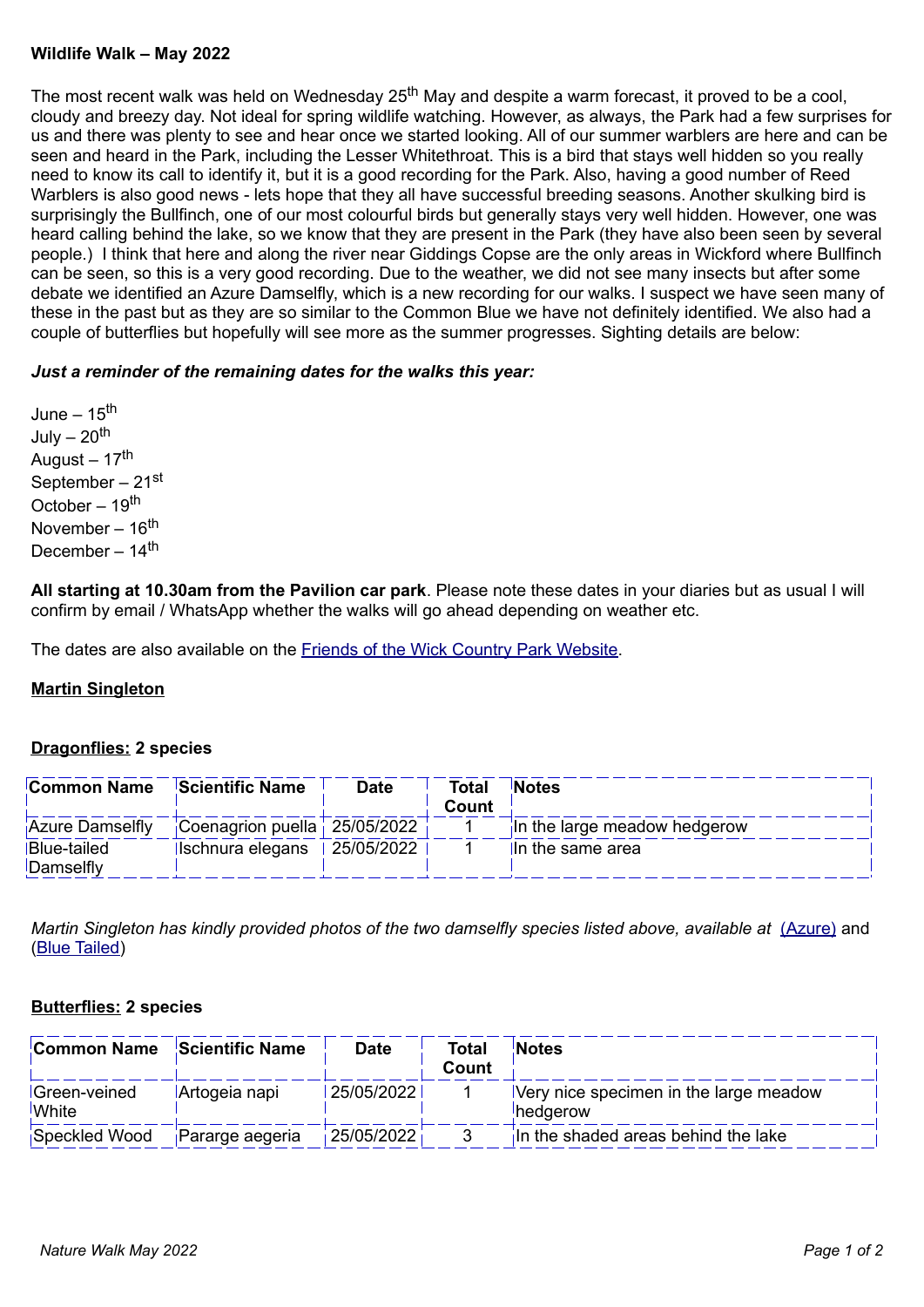**Wildlife Walk – May 2022**

The most recent walk was held on Wednesday 25th May and despite a warm forecast, it proved to be a cool, cloudy and breezy day. Not ideal for spring wildlife watching. However, as always, the Park had a few surprises for us and there was plenty to see and hear once we started looking. All of our summer warblers are here and can be seen and heard in the Park, including the Lesser Whitethroat. This is a bird that stays well hidden so you really need to know its call to identify it, but it is a good recording for the Park. Also, having a good number of Reed Warblers is also good news - lets hope that they all have successful breeding seasons. Another skulking bird is surprisingly the Bullfinch, one of our most colourful birds but generally stays very well hidden. However, one was heard calling behind the lake, so we know that they are present in the Park (they have also been seen by several people.) I think that here and along the river near Giddings Copse are the only areas in Wickford where Bullfinch can be seen, so this is a very good recording. Due to the weather, we did not see many insects but after some debate we identified an Azure Damselfly, which is a new recording for our walks. I suspect we have seen many of these in the past but as they are so similar to the Common Blue we have not definitely identified. We also had a couple of butterflies but hopefully will see more as the summer progresses. Sighting details are below:

***Just a reminder of the remaining dates for the walks this year:***

June – 15th
July – 20th
August – 17th
September – 21st
October – 19th
November – 16th
December – 14th

**All starting at 10.30am from the Pavilion car park**. Please note these dates in your diaries but as usual I will confirm by email / WhatsApp whether the walks will go ahead depending on weather etc.

The dates are also available on the [Friends of the Wick Country Park Website](#).

**Martin Singleton**

**Dragonflies: 2 species**

| Common Name | Scientific Name | Date | Total Count | Notes |
|---|---|---|---|---|
| Azure Damselfly | Coenagrion puella | 25/05/2022 | 1 | In the large meadow hedgerow |
| Blue-tailed Damselfly | Ischnura elegans | 25/05/2022 | 1 | In the same area |

*Martin Singleton has kindly provided photos of the two damselfly species listed above, available at* [(Azure)](#) and ([Blue Tailed](#))

**Butterflies: 2 species**

| Common Name | Scientific Name | Date | Total Count | Notes |
|---|---|---|---|---|
| Green-veined White | Artogeia napi | 25/05/2022 | 1 | Very nice specimen in the large meadow hedgerow |
| Speckled Wood | Pararge aegeria | 25/05/2022 | 3 | In the shaded areas behind the lake |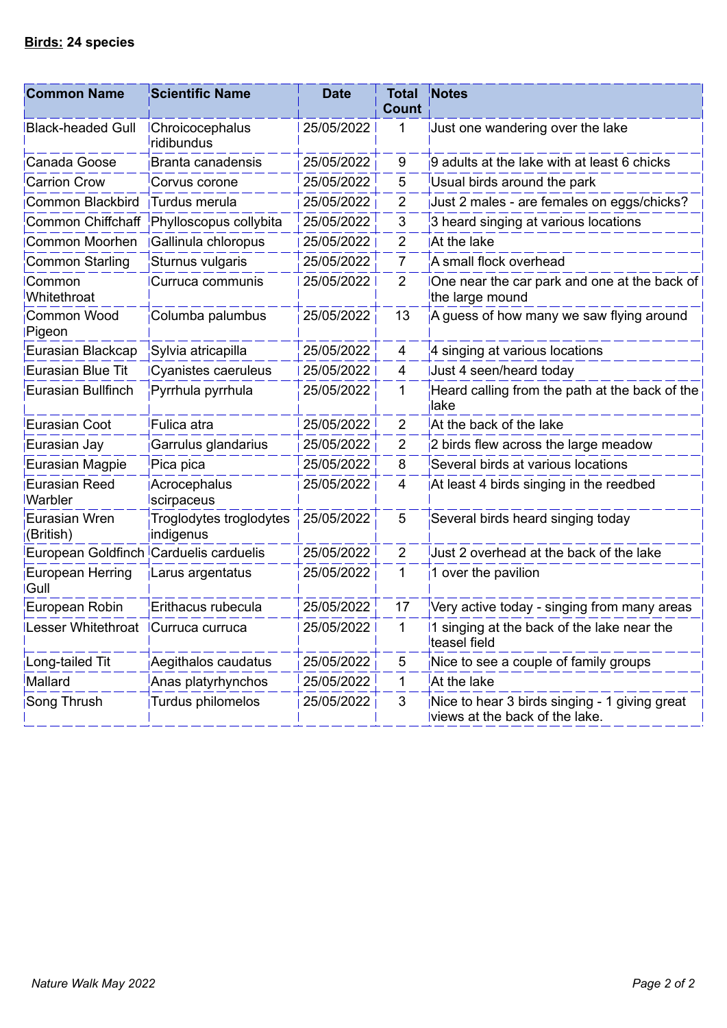**<u>Birds:</u> 24 species**

| Common Name | Scientific Name | Date | Total Count | Notes |
|---|---|---|---|---|
| Black-headed Gull | Chroicocephalus ridibundus | 25/05/2022 | 1 | Just one wandering over the lake |
| Canada Goose | Branta canadensis | 25/05/2022 | 9 | 9 adults at the lake with at least 6 chicks |
| Carrion Crow | Corvus corone | 25/05/2022 | 5 | Usual birds around the park |
| Common Blackbird | Turdus merula | 25/05/2022 | 2 | Just 2 males - are females on eggs/chicks? |
| Common Chiffchaff | Phylloscopus collybita | 25/05/2022 | 3 | 3 heard singing at various locations |
| Common Moorhen | Gallinula chloropus | 25/05/2022 | 2 | At the lake |
| Common Starling | Sturnus vulgaris | 25/05/2022 | 7 | A small flock overhead |
| Common Whitethroat | Curruca communis | 25/05/2022 | 2 | One near the car park and one at the back of the large mound |
| Common Wood Pigeon | Columba palumbus | 25/05/2022 | 13 | A guess of how many we saw flying around |
| Eurasian Blackcap | Sylvia atricapilla | 25/05/2022 | 4 | 4 singing at various locations |
| Eurasian Blue Tit | Cyanistes caeruleus | 25/05/2022 | 4 | Just 4 seen/heard today |
| Eurasian Bullfinch | Pyrrhula pyrrhula | 25/05/2022 | 1 | Heard calling from the path at the back of the lake |
| Eurasian Coot | Fulica atra | 25/05/2022 | 2 | At the back of the lake |
| Eurasian Jay | Garrulus glandarius | 25/05/2022 | 2 | 2 birds flew across the large meadow |
| Eurasian Magpie | Pica pica | 25/05/2022 | 8 | Several birds at various locations |
| Eurasian Reed Warbler | Acrocephalus scirpaceus | 25/05/2022 | 4 | At least 4 birds singing in the reedbed |
| Eurasian Wren (British) | Troglodytes troglodytes indigenus | 25/05/2022 | 5 | Several birds heard singing today |
| European Goldfinch | Carduelis carduelis | 25/05/2022 | 2 | Just 2 overhead at the back of the lake |
| European Herring Gull | Larus argentatus | 25/05/2022 | 1 | 1 over the pavilion |
| European Robin | Erithacus rubecula | 25/05/2022 | 17 | Very active today - singing from many areas |
| Lesser Whitethroat | Curruca curruca | 25/05/2022 | 1 | 1 singing at the back of the lake near the teasel field |
| Long-tailed Tit | Aegithalos caudatus | 25/05/2022 | 5 | Nice to see a couple of family groups |
| Mallard | Anas platyrhynchos | 25/05/2022 | 1 | At the lake |
| Song Thrush | Turdus philomelos | 25/05/2022 | 3 | Nice to hear 3 birds singing - 1 giving great views at the back of the lake. |